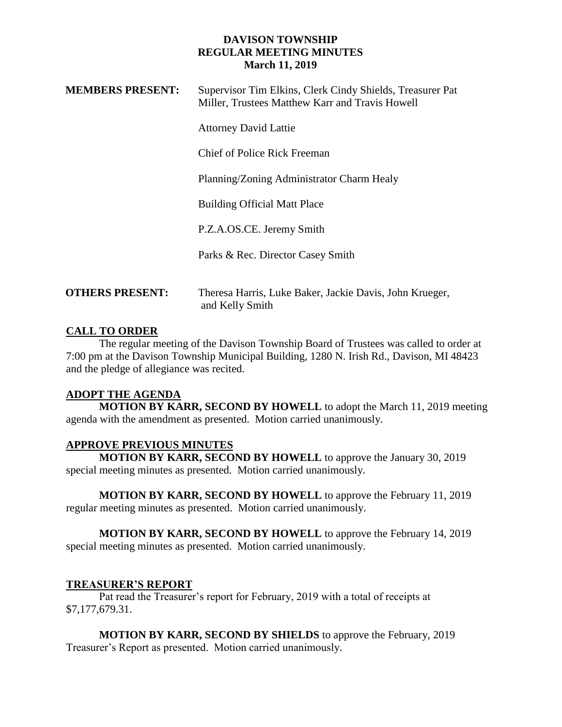# DAVISON TOWNSHIP
## REGULAR MEETING MINUTES
### March 11, 2019

**MEMBERS PRESENT:** Supervisor Tim Elkins, Clerk Cindy Shields, Treasurer Pat Miller, Trustees Matthew Karr and Travis Howell

Attorney David Lattie

Chief of Police Rick Freeman

Planning/Zoning Administrator Charm Healy

Building Official Matt Place

P.Z.A.OS.CE. Jeremy Smith

Parks & Rec. Director Casey Smith

**OTHERS PRESENT:** Theresa Harris, Luke Baker, Jackie Davis, John Krueger, and Kelly Smith

## CALL TO ORDER

The regular meeting of the Davison Township Board of Trustees was called to order at 7:00 pm at the Davison Township Municipal Building, 1280 N. Irish Rd., Davison, MI 48423 and the pledge of allegiance was recited.

## ADOPT THE AGENDA

**MOTION BY KARR, SECOND BY HOWELL** to adopt the March 11, 2019 meeting agenda with the amendment as presented. Motion carried unanimously.

## APPROVE PREVIOUS MINUTES

**MOTION BY KARR, SECOND BY HOWELL** to approve the January 30, 2019 special meeting minutes as presented. Motion carried unanimously.

**MOTION BY KARR, SECOND BY HOWELL** to approve the February 11, 2019 regular meeting minutes as presented. Motion carried unanimously.

**MOTION BY KARR, SECOND BY HOWELL** to approve the February 14, 2019 special meeting minutes as presented. Motion carried unanimously.

## TREASURER'S REPORT

Pat read the Treasurer's report for February, 2019 with a total of receipts at $7,177,679.31.

**MOTION BY KARR, SECOND BY SHIELDS** to approve the February, 2019 Treasurer's Report as presented. Motion carried unanimously.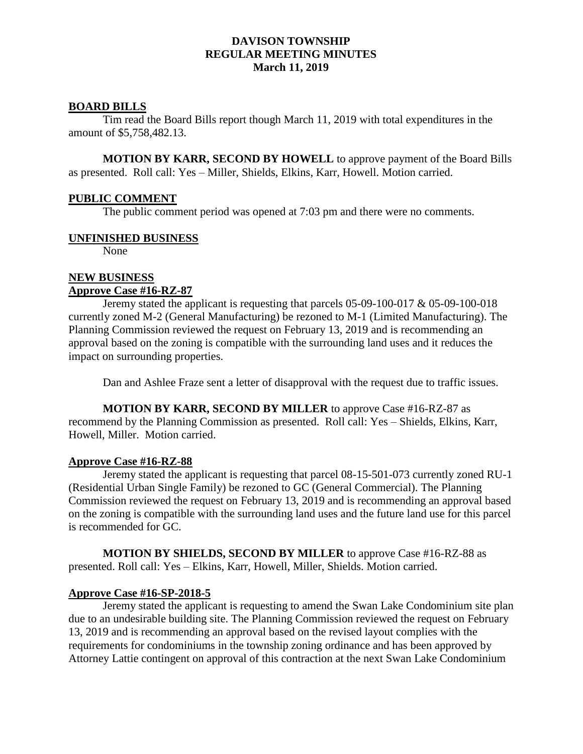# DAVISON TOWNSHIP
# REGULAR MEETING MINUTES
# March 11, 2019

## BOARD BILLS

Tim read the Board Bills report though March 11, 2019 with total expenditures in the amount of $5,758,482.13.

**MOTION BY KARR, SECOND BY HOWELL** to approve payment of the Board Bills as presented. Roll call: Yes – Miller, Shields, Elkins, Karr, Howell. Motion carried.

## PUBLIC COMMENT

The public comment period was opened at 7:03 pm and there were no comments.

## UNFINISHED BUSINESS

None

## NEW BUSINESS

### Approve Case #16-RZ-87

Jeremy stated the applicant is requesting that parcels 05-09-100-017 & 05-09-100-018 currently zoned M-2 (General Manufacturing) be rezoned to M-1 (Limited Manufacturing). The Planning Commission reviewed the request on February 13, 2019 and is recommending an approval based on the zoning is compatible with the surrounding land uses and it reduces the impact on surrounding properties.

Dan and Ashlee Fraze sent a letter of disapproval with the request due to traffic issues.

**MOTION BY KARR, SECOND BY MILLER** to approve Case #16-RZ-87 as recommend by the Planning Commission as presented. Roll call: Yes – Shields, Elkins, Karr, Howell, Miller. Motion carried.

### Approve Case #16-RZ-88

Jeremy stated the applicant is requesting that parcel 08-15-501-073 currently zoned RU-1 (Residential Urban Single Family) be rezoned to GC (General Commercial). The Planning Commission reviewed the request on February 13, 2019 and is recommending an approval based on the zoning is compatible with the surrounding land uses and the future land use for this parcel is recommended for GC.

**MOTION BY SHIELDS, SECOND BY MILLER** to approve Case #16-RZ-88 as presented. Roll call: Yes – Elkins, Karr, Howell, Miller, Shields. Motion carried.

### Approve Case #16-SP-2018-5

Jeremy stated the applicant is requesting to amend the Swan Lake Condominium site plan due to an undesirable building site. The Planning Commission reviewed the request on February 13, 2019 and is recommending an approval based on the revised layout complies with the requirements for condominiums in the township zoning ordinance and has been approved by Attorney Lattie contingent on approval of this contraction at the next Swan Lake Condominium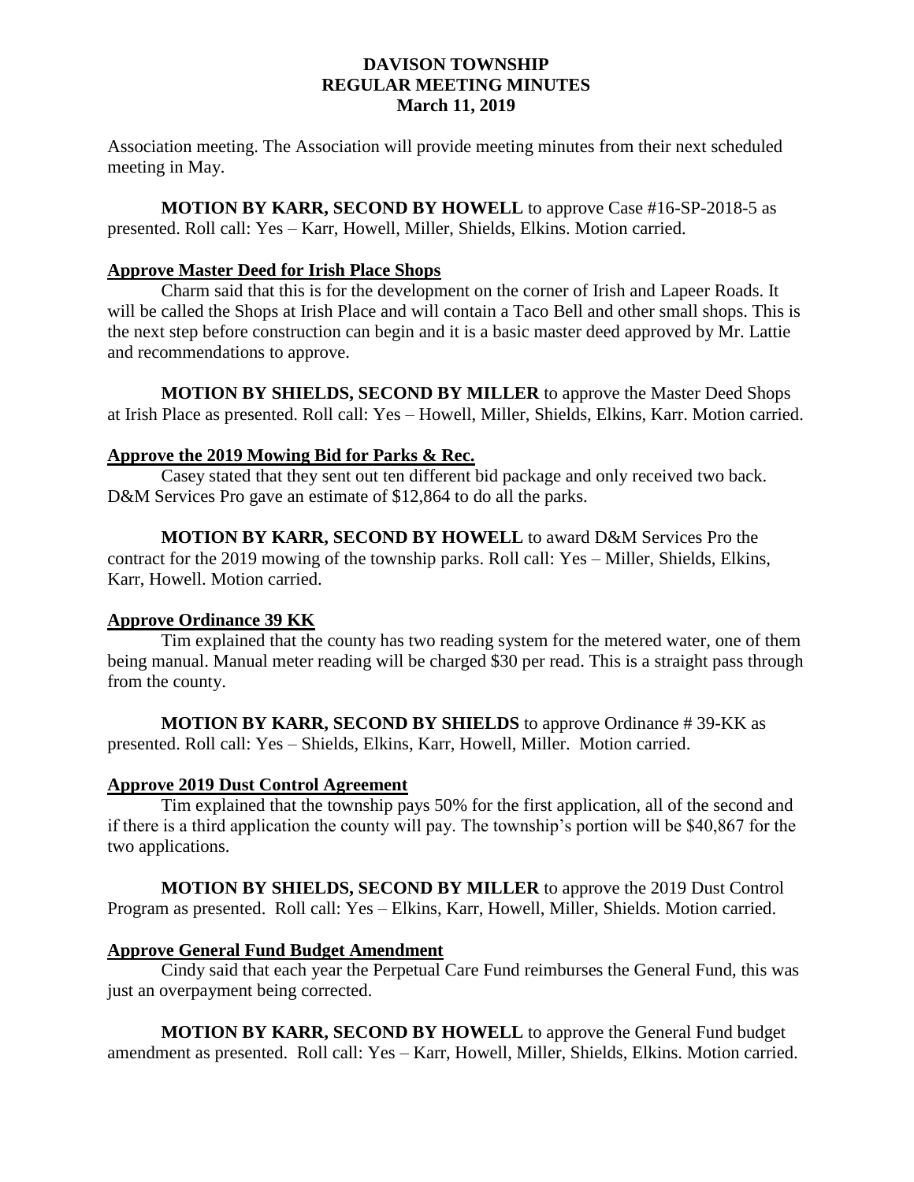Association meeting. The Association will provide meeting minutes from their next scheduled meeting in May.

**MOTION BY KARR, SECOND BY HOWELL** to approve Case #16-SP-2018-5 as presented. Roll call: Yes – Karr, Howell, Miller, Shields, Elkins. Motion carried.

**Approve Master Deed for Irish Place Shops**

Charm said that this is for the development on the corner of Irish and Lapeer Roads. It will be called the Shops at Irish Place and will contain a Taco Bell and other small shops. This is the next step before construction can begin and it is a basic master deed approved by Mr. Lattie and recommendations to approve.

**MOTION BY SHIELDS, SECOND BY MILLER** to approve the Master Deed Shops at Irish Place as presented. Roll call: Yes – Howell, Miller, Shields, Elkins, Karr. Motion carried.

**Approve the 2019 Mowing Bid for Parks & Rec.**

Casey stated that they sent out ten different bid package and only received two back. D&M Services Pro gave an estimate of $12,864 to do all the parks.

**MOTION BY KARR, SECOND BY HOWELL** to award D&M Services Pro the contract for the 2019 mowing of the township parks. Roll call: Yes – Miller, Shields, Elkins, Karr, Howell. Motion carried.

**Approve Ordinance 39 KK**

Tim explained that the county has two reading system for the metered water, one of them being manual. Manual meter reading will be charged $30 per read. This is a straight pass through from the county.

**MOTION BY KARR, SECOND BY SHIELDS** to approve Ordinance # 39-KK as presented. Roll call: Yes – Shields, Elkins, Karr, Howell, Miller. Motion carried.

**Approve 2019 Dust Control Agreement**

Tim explained that the township pays 50% for the first application, all of the second and if there is a third application the county will pay. The township's portion will be $40,867 for the two applications.

**MOTION BY SHIELDS, SECOND BY MILLER** to approve the 2019 Dust Control Program as presented. Roll call: Yes – Elkins, Karr, Howell, Miller, Shields. Motion carried.

**Approve General Fund Budget Amendment**

Cindy said that each year the Perpetual Care Fund reimburses the General Fund, this was just an overpayment being corrected.

**MOTION BY KARR, SECOND BY HOWELL** to approve the General Fund budget amendment as presented. Roll call: Yes – Karr, Howell, Miller, Shields, Elkins. Motion carried.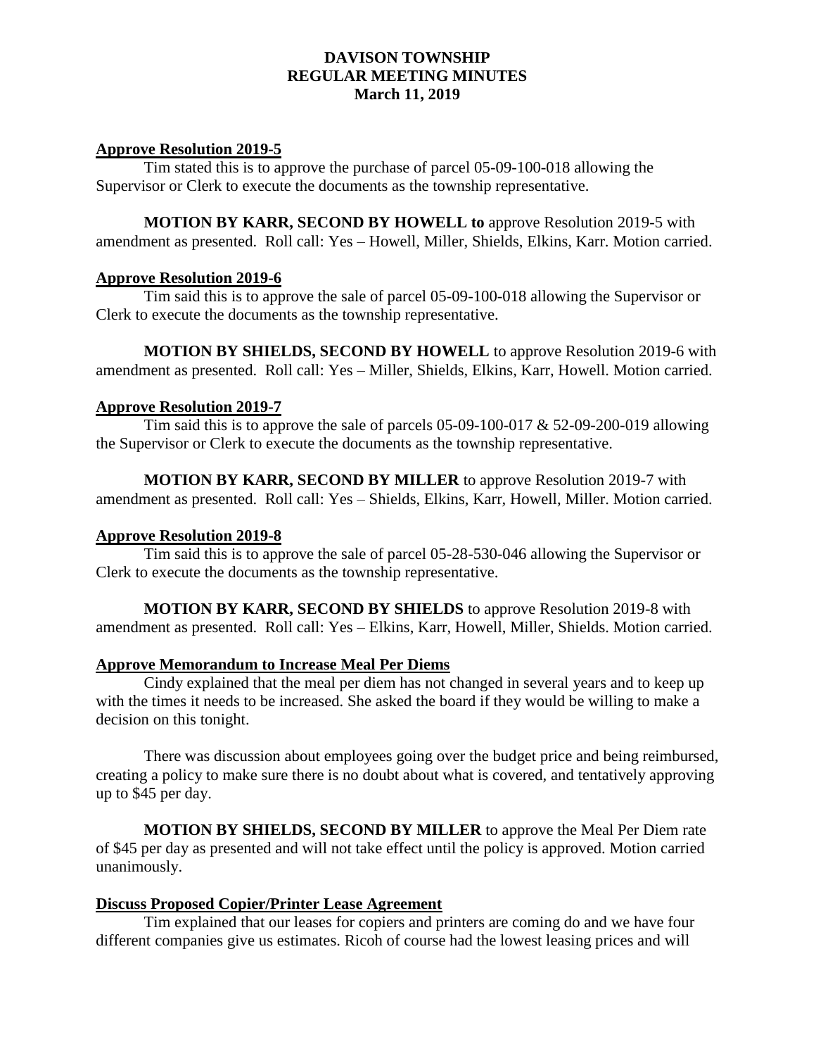**DAVISON TOWNSHIP**
**REGULAR MEETING MINUTES**
**March 11, 2019**

## Approve Resolution 2019-5

Tim stated this is to approve the purchase of parcel 05-09-100-018 allowing the Supervisor or Clerk to execute the documents as the township representative.

**MOTION BY KARR, SECOND BY HOWELL to** approve Resolution 2019-5 with amendment as presented. Roll call: Yes – Howell, Miller, Shields, Elkins, Karr. Motion carried.

## Approve Resolution 2019-6

Tim said this is to approve the sale of parcel 05-09-100-018 allowing the Supervisor or Clerk to execute the documents as the township representative.

**MOTION BY SHIELDS, SECOND BY HOWELL** to approve Resolution 2019-6 with amendment as presented. Roll call: Yes – Miller, Shields, Elkins, Karr, Howell. Motion carried.

## Approve Resolution 2019-7

Tim said this is to approve the sale of parcels 05-09-100-017 & 52-09-200-019 allowing the Supervisor or Clerk to execute the documents as the township representative.

**MOTION BY KARR, SECOND BY MILLER** to approve Resolution 2019-7 with amendment as presented. Roll call: Yes – Shields, Elkins, Karr, Howell, Miller. Motion carried.

## Approve Resolution 2019-8

Tim said this is to approve the sale of parcel 05-28-530-046 allowing the Supervisor or Clerk to execute the documents as the township representative.

**MOTION BY KARR, SECOND BY SHIELDS** to approve Resolution 2019-8 with amendment as presented. Roll call: Yes – Elkins, Karr, Howell, Miller, Shields. Motion carried.

## Approve Memorandum to Increase Meal Per Diems

Cindy explained that the meal per diem has not changed in several years and to keep up with the times it needs to be increased. She asked the board if they would be willing to make a decision on this tonight.

There was discussion about employees going over the budget price and being reimbursed, creating a policy to make sure there is no doubt about what is covered, and tentatively approving up to $45 per day.

**MOTION BY SHIELDS, SECOND BY MILLER** to approve the Meal Per Diem rate of $45 per day as presented and will not take effect until the policy is approved. Motion carried unanimously.

## Discuss Proposed Copier/Printer Lease Agreement

Tim explained that our leases for copiers and printers are coming do and we have four different companies give us estimates. Ricoh of course had the lowest leasing prices and will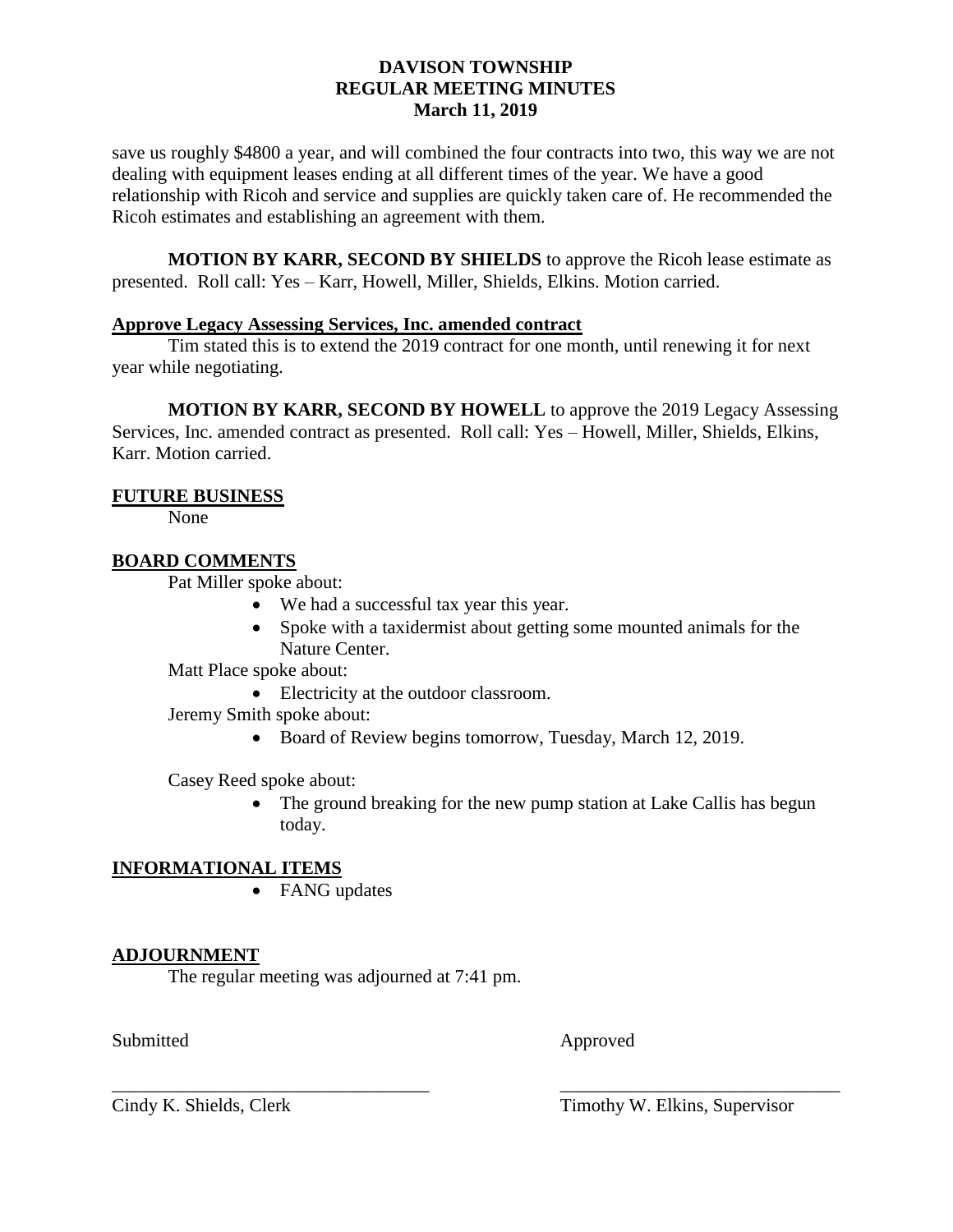save us roughly $4800 a year, and will combined the four contracts into two, this way we are not dealing with equipment leases ending at all different times of the year. We have a good relationship with Ricoh and service and supplies are quickly taken care of. He recommended the Ricoh estimates and establishing an agreement with them.

**MOTION BY KARR, SECOND BY SHIELDS** to approve the Ricoh lease estimate as presented. Roll call: Yes – Karr, Howell, Miller, Shields, Elkins. Motion carried.

**Approve Legacy Assessing Services, Inc. amended contract**

Tim stated this is to extend the 2019 contract for one month, until renewing it for next year while negotiating.

**MOTION BY KARR, SECOND BY HOWELL** to approve the 2019 Legacy Assessing Services, Inc. amended contract as presented. Roll call: Yes – Howell, Miller, Shields, Elkins, Karr. Motion carried.

**FUTURE BUSINESS**

None

**BOARD COMMENTS**

Pat Miller spoke about:

- We had a successful tax year this year.
- Spoke with a taxidermist about getting some mounted animals for the Nature Center.

Matt Place spoke about:

- Electricity at the outdoor classroom.

Jeremy Smith spoke about:

- Board of Review begins tomorrow, Tuesday, March 12, 2019.

Casey Reed spoke about:

- The ground breaking for the new pump station at Lake Callis has begun today.

**INFORMATIONAL ITEMS**

- FANG updates

**ADJOURNMENT**

The regular meeting was adjourned at 7:41 pm.

Submitted

\_\_\_\_\_\_\_\_\_\_\_\_\_\_\_\_\_\_\_\_\_\_\_\_\_\_\_\_\_\_\_\_\_\_

Cindy K. Shields, Clerk

Approved

\_\_\_\_\_\_\_\_\_\_\_\_\_\_\_\_\_\_\_\_\_\_\_\_\_\_\_\_\_\_\_\_\_\_

Timothy W. Elkins, Supervisor